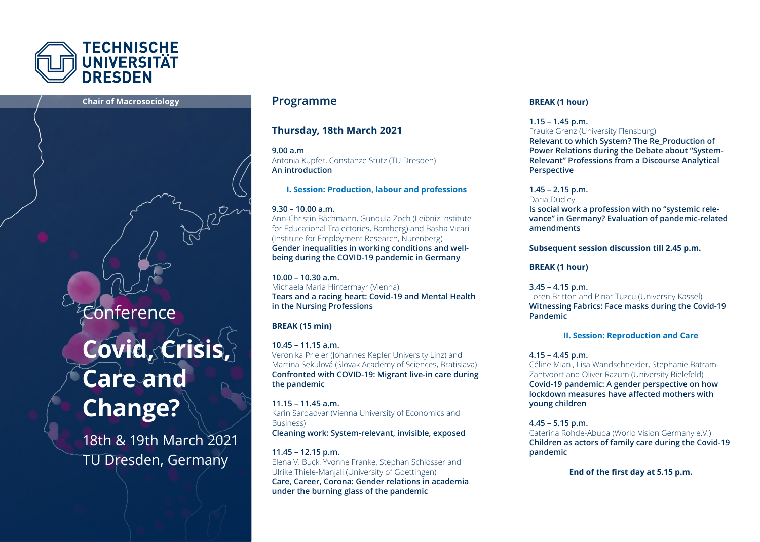TECHNISCHE UNIVERSITÄT DRESDEN

**Chair of Macrosociology**

Conference

# Covid, Crisis, Care and Change?

18th & 19th March 2021
TU Dresden, Germany

## Programme

### Thursday, 18th March 2021

**9.00 a.m**
Antonia Kupfer, Constanze Stutz (TU Dresden)
**An introduction**

**I. Session: Production, labour and professions**

**9.30 – 10.00 a.m.**
Ann-Christin Bächmann, Gundula Zoch (Leibniz Institute for Educational Trajectories, Bamberg) and Basha Vicari (Institute for Employment Research, Nurenberg)
**Gender inequalities in working conditions and well-being during the COVID-19 pandemic in Germany**

**10.00 – 10.30 a.m.**
Michaela Maria Hintermayr (Vienna)
**Tears and a racing heart: Covid-19 and Mental Health in the Nursing Professions**

**BREAK (15 min)**

**10.45 – 11.15 a.m.**
Veronika Prieler (Johannes Kepler University Linz) and Martina Sekulová (Slovak Academy of Sciences, Bratislava)
**Confronted with COVID-19: Migrant live-in care during the pandemic**

**11.15 – 11.45 a.m.**
Karin Sardadvar (Vienna University of Economics and Business)
**Cleaning work: System-relevant, invisible, exposed**

**11.45 – 12.15 p.m.**
Elena V. Buck, Yvonne Franke, Stephan Schlosser and Ulrike Thiele-Manjali (University of Goettingen)
**Care, Career, Corona: Gender relations in academia under the burning glass of the pandemic**

**BREAK (1 hour)**

**1.15 – 1.45 p.m.**
Frauke Grenz (University Flensburg)
**Relevant to which System? The Re_Production of Power Relations during the Debate about "System-Relevant" Professions from a Discourse Analytical Perspective**

**1.45 – 2.15 p.m.**
Daria Dudley
**Is social work a profession with no "systemic relevance" in Germany? Evaluation of pandemic-related amendments**

**Subsequent session discussion till 2.45 p.m.**

**BREAK (1 hour)**

**3.45 – 4.15 p.m.**
Loren Britton and Pinar Tuzcu (University Kassel)
**Witnessing Fabrics: Face masks during the Covid-19 Pandemic**

**II. Session: Reproduction and Care**

**4.15 – 4.45 p.m.**
Céline Miani, Lisa Wandschneider, Stephanie Batram-Zantvoort and Oliver Razum (University Bielefeld)
**Covid-19 pandemic: A gender perspective on how lockdown measures have affected mothers with young children**

**4.45 – 5.15 p.m.**
Caterina Rohde-Abuba (World Vision Germany e.V.)
**Children as actors of family care during the Covid-19 pandemic**

**End of the first day at 5.15 p.m.**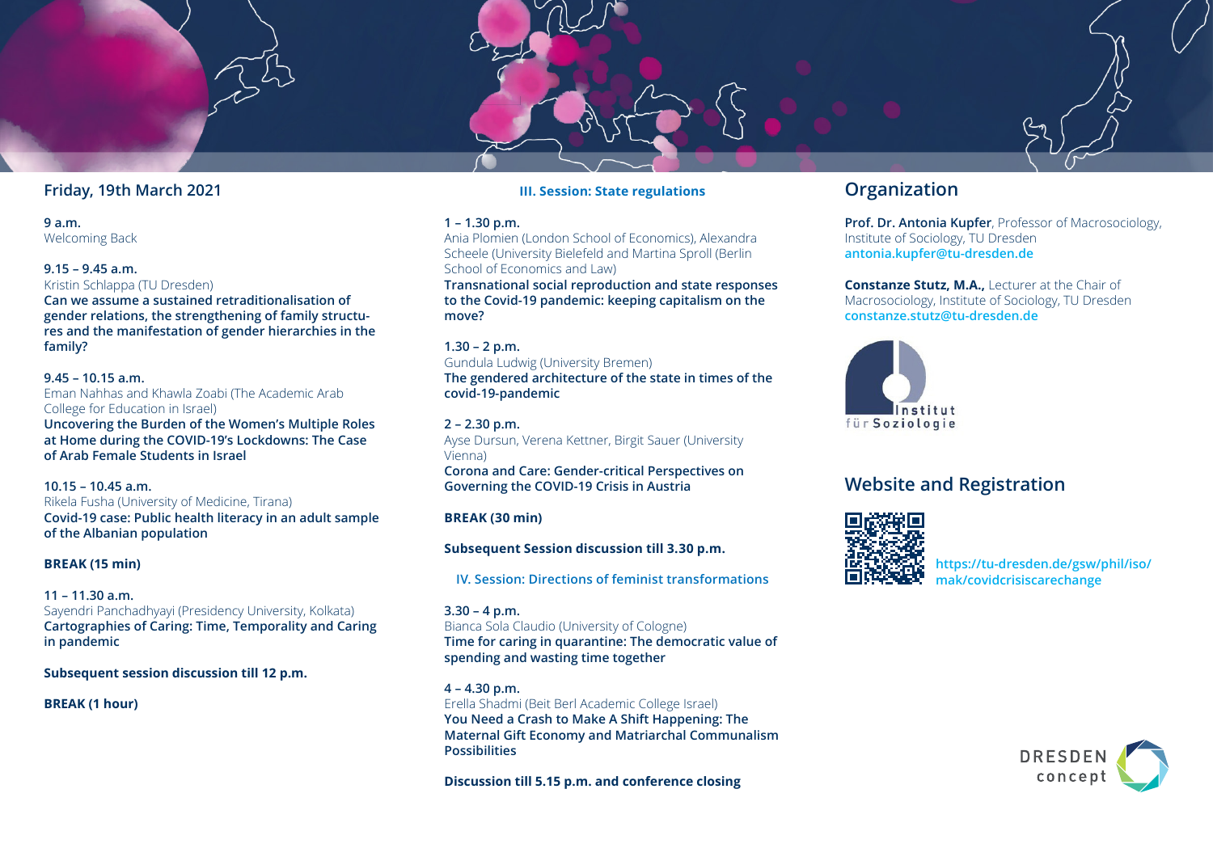## Friday, 19th March 2021

**9 a.m.**
Welcoming Back

**9.15 – 9.45 a.m.**
Kristin Schlappa (TU Dresden)
**Can we assume a sustained retraditionalisation of gender relations, the strengthening of family structures and the manifestation of gender hierarchies in the family?**

**9.45 – 10.15 a.m.**
Eman Nahhas and Khawla Zoabi (The Academic Arab College for Education in Israel)
**Uncovering the Burden of the Women's Multiple Roles at Home during the COVID-19's Lockdowns: The Case of Arab Female Students in Israel**

**10.15 – 10.45 a.m.**
Rikela Fusha (University of Medicine, Tirana)
**Covid-19 case: Public health literacy in an adult sample of the Albanian population**

**BREAK (15 min)**

**11 – 11.30 a.m.**
Sayendri Panchadhyayi (Presidency University, Kolkata)
**Cartographies of Caring: Time, Temporality and Caring in pandemic**

**Subsequent session discussion till 12 p.m.**

**BREAK (1 hour)**

### III. Session: State regulations

**1 – 1.30 p.m.**
Ania Plomien (London School of Economics), Alexandra Scheele (University Bielefeld and Martina Sproll (Berlin School of Economics and Law)
**Transnational social reproduction and state responses to the Covid-19 pandemic: keeping capitalism on the move?**

**1.30 – 2 p.m.**
Gundula Ludwig (University Bremen)
**The gendered architecture of the state in times of the covid-19-pandemic**

**2 – 2.30 p.m.**
Ayse Dursun, Verena Kettner, Birgit Sauer (University Vienna)
**Corona and Care: Gender-critical Perspectives on Governing the COVID-19 Crisis in Austria**

**BREAK (30 min)**

**Subsequent Session discussion till 3.30 p.m.**

### IV. Session: Directions of feminist transformations

**3.30 – 4 p.m.**
Bianca Sola Claudio (University of Cologne)
**Time for caring in quarantine: The democratic value of spending and wasting time together**

**4 – 4.30 p.m.**
Erella Shadmi (Beit Berl Academic College Israel)
**You Need a Crash to Make A Shift Happening: The Maternal Gift Economy and Matriarchal Communalism Possibilities**

**Discussion till 5.15 p.m. and conference closing**

## Organization

**Prof. Dr. Antonia Kupfer**, Professor of Macrosociology, Institute of Sociology, TU Dresden
**antonia.kupfer@tu-dresden.de**

**Constanze Stutz, M.A.,** Lecturer at the Chair of Macrosociology, Institute of Sociology, TU Dresden
**constanze.stutz@tu-dresden.de**

Institut für Soziologie

## Website and Registration

**https://tu-dresden.de/gsw/phil/iso/mak/covidcrisiscarechange**

DRESDEN concept